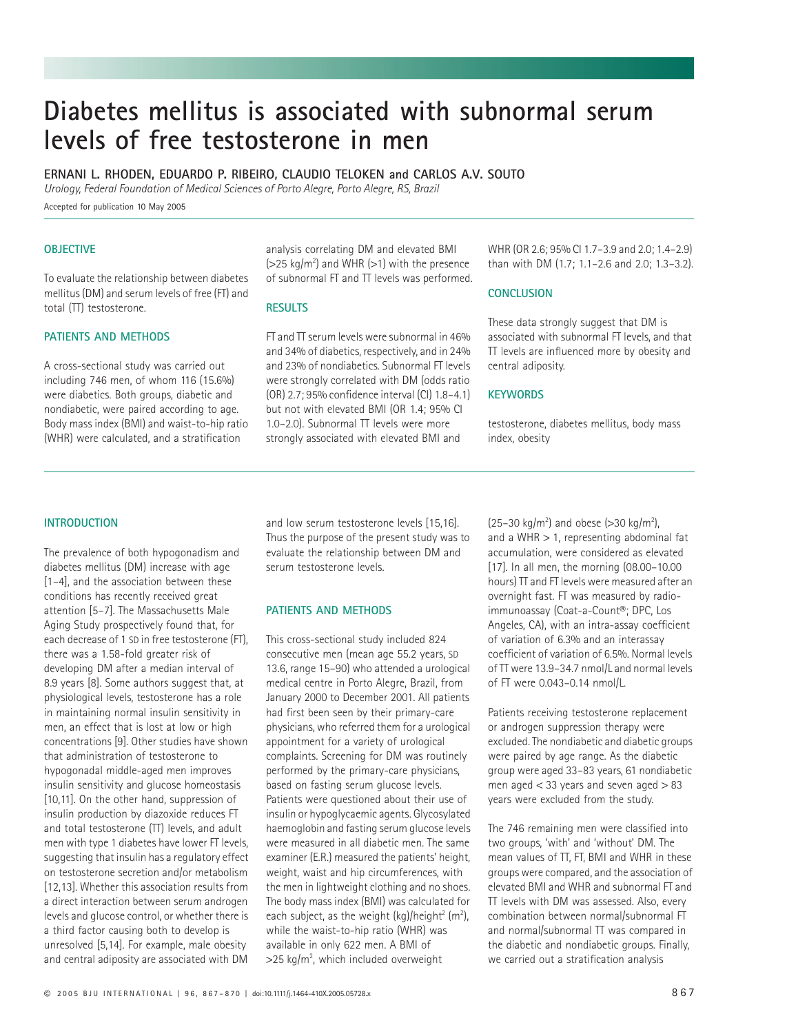# Diabetes mellitus is associated with subnormal serum levels of free testosterone in men

**ERNANI L. RHODEN, EDUARDO P. RIBEIRO, CLAUDIO TELOKEN and CARLOS A.V. SOUTO**

*Urology, Federal Foundation of Medical Sciences of Porto Alegre, Porto Alegre, RS, Brazil*

Accepted for publication 10 May 2005

## OBJECTIVE

To evaluate the relationship between diabetes mellitus (DM) and serum levels of free (FT) and total (TT) testosterone.

## PATIENTS AND METHODS

A cross-sectional study was carried out including 746 men, of whom 116 (15.6%) were diabetics. Both groups, diabetic and nondiabetic, were paired according to age. Body mass index (BMI) and waist-to-hip ratio (WHR) were calculated, and a stratification analysis correlating DM and elevated BMI (>25 kg/m$^2$) and WHR (>1) with the presence of subnormal FT and TT levels was performed.

## RESULTS

FT and TT serum levels were subnormal in 46% and 34% of diabetics, respectively, and in 24% and 23% of nondiabetics. Subnormal FT levels were strongly correlated with DM (odds ratio (OR) 2.7; 95% confidence interval (CI) 1.8–4.1) but not with elevated BMI (OR 1.4; 95% CI 1.0–2.0). Subnormal TT levels were more strongly associated with elevated BMI and WHR (OR 2.6; 95% CI 1.7–3.9 and 2.0; 1.4–2.9) than with DM (1.7; 1.1–2.6 and 2.0; 1.3–3.2).

## CONCLUSION

These data strongly suggest that DM is associated with subnormal FT levels, and that TT levels are influenced more by obesity and central adiposity.

## KEYWORDS

testosterone, diabetes mellitus, body mass index, obesity

## INTRODUCTION

The prevalence of both hypogonadism and diabetes mellitus (DM) increase with age [1–4], and the association between these conditions has recently received great attention [5–7]. The Massachusetts Male Aging Study prospectively found that, for each decrease of 1 SD in free testosterone (FT), there was a 1.58-fold greater risk of developing DM after a median interval of 8.9 years [8]. Some authors suggest that, at physiological levels, testosterone has a role in maintaining normal insulin sensitivity in men, an effect that is lost at low or high concentrations [9]. Other studies have shown that administration of testosterone to hypogonadal middle-aged men improves insulin sensitivity and glucose homeostasis [10,11]. On the other hand, suppression of insulin production by diazoxide reduces FT and total testosterone (TT) levels, and adult men with type 1 diabetes have lower FT levels, suggesting that insulin has a regulatory effect on testosterone secretion and/or metabolism [12,13]. Whether this association results from a direct interaction between serum androgen levels and glucose control, or whether there is a third factor causing both to develop is unresolved [5,14]. For example, male obesity and central adiposity are associated with DM and low serum testosterone levels [15,16]. Thus the purpose of the present study was to evaluate the relationship between DM and serum testosterone levels.

## PATIENTS AND METHODS

This cross-sectional study included 824 consecutive men (mean age 55.2 years, SD 13.6, range 15–90) who attended a urological medical centre in Porto Alegre, Brazil, from January 2000 to December 2001. All patients had first been seen by their primary-care physicians, who referred them for a urological appointment for a variety of urological complaints. Screening for DM was routinely performed by the primary-care physicians, based on fasting serum glucose levels. Patients were questioned about their use of insulin or hypoglycaemic agents. Glycosylated haemoglobin and fasting serum glucose levels were measured in all diabetic men. The same examiner (E.R.) measured the patients' height, weight, waist and hip circumferences, with the men in lightweight clothing and no shoes. The body mass index (BMI) was calculated for each subject, as the weight (kg)/height$^2$ (m$^2$), while the waist-to-hip ratio (WHR) was available in only 622 men. A BMI of >25 kg/m$^2$, which included overweight (25–30 kg/m$^2$) and obese (>30 kg/m$^2$), and a WHR > 1, representing abdominal fat accumulation, were considered as elevated [17]. In all men, the morning (08.00–10.00 hours) TT and FT levels were measured after an overnight fast. FT was measured by radio-immunoassay (Coat-a-Count®; DPC, Los Angeles, CA), with an intra-assay coefficient of variation of 6.3% and an interassay coefficient of variation of 6.5%. Normal levels of TT were 13.9–34.7 nmol/L and normal levels of FT were 0.043–0.14 nmol/L.

Patients receiving testosterone replacement or androgen suppression therapy were excluded. The nondiabetic and diabetic groups were paired by age range. As the diabetic group were aged 33–83 years, 61 nondiabetic men aged < 33 years and seven aged > 83 years were excluded from the study.

The 746 remaining men were classified into two groups, 'with' and 'without' DM. The mean values of TT, FT, BMI and WHR in these groups were compared, and the association of elevated BMI and WHR and subnormal FT and TT levels with DM was assessed. Also, every combination between normal/subnormal FT and normal/subnormal TT was compared in the diabetic and nondiabetic groups. Finally, we carried out a stratification analysis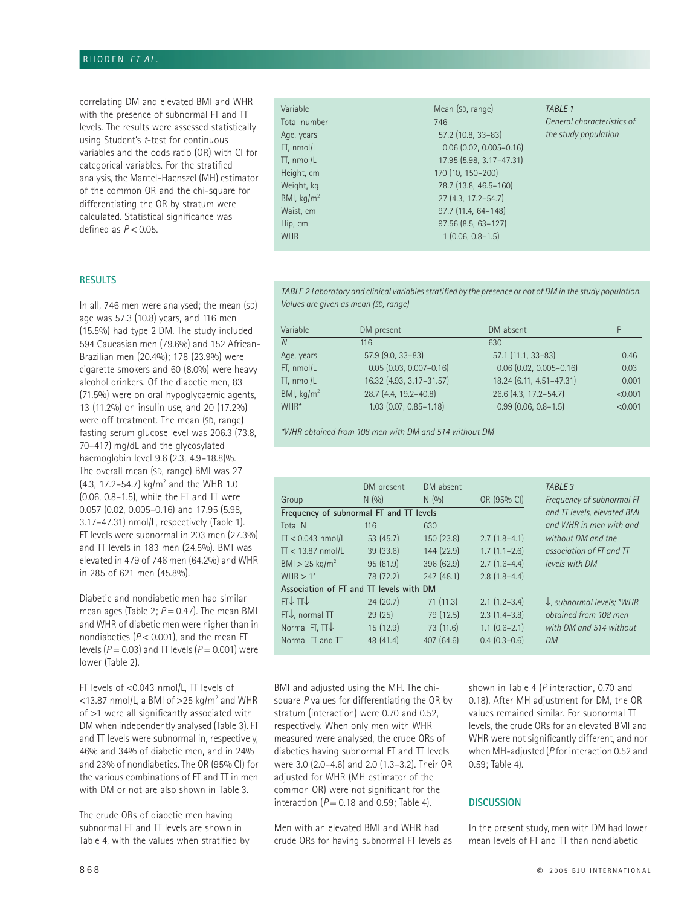correlating DM and elevated BMI and WHR with the presence of subnormal FT and TT levels. The results were assessed statistically using Student's *t*-test for continuous variables and the odds ratio (OR) with CI for categorical variables. For the stratified analysis, the Mantel-Haenszel (MH) estimator of the common OR and the chi-square for differentiating the OR by stratum were calculated. Statistical significance was defined as $P < 0.05$.

*TABLE 1 General characteristics of the study population*

| Variable | Mean (SD, range) |
|---|---|
| Total number | 746 |
| Age, years | 57.2 (10.8, 33–83) |
| FT, nmol/L | 0.06 (0.02, 0.005–0.16) |
| TT, nmol/L | 17.95 (5.98, 3.17–47.31) |
| Height, cm | 170 (10, 150–200) |
| Weight, kg | 78.7 (13.8, 46.5–160) |
| BMI, kg/m$^2$ | 27 (4.3, 17.2–54.7) |
| Waist, cm | 97.7 (11.4, 64–148) |
| Hip, cm | 97.56 (8.5, 63–127) |
| WHR | 1 (0.06, 0.8–1.5) |

## RESULTS

In all, 746 men were analysed; the mean (SD) age was 57.3 (10.8) years, and 116 men (15.5%) had type 2 DM. The study included 594 Caucasian men (79.6%) and 152 African-Brazilian men (20.4%); 178 (23.9%) were cigarette smokers and 60 (8.0%) were heavy alcohol drinkers. Of the diabetic men, 83 (71.5%) were on oral hypoglycaemic agents, 13 (11.2%) on insulin use, and 20 (17.2%) were off treatment. The mean (SD, range) fasting serum glucose level was 206.3 (73.8, 70–417) mg/dL and the glycosylated haemoglobin level 9.6 (2.3, 4.9–18.8)%. The overall mean (SD, range) BMI was 27 (4.3, 17.2–54.7) kg/m$^2$ and the WHR 1.0 (0.06, 0.8–1.5), while the FT and TT were 0.057 (0.02, 0.005–0.16) and 17.95 (5.98, 3.17–47.31) nmol/L, respectively (Table 1). FT levels were subnormal in 203 men (27.3%) and TT levels in 183 men (24.5%). BMI was elevated in 479 of 746 men (64.2%) and WHR in 285 of 621 men (45.8%).

Diabetic and nondiabetic men had similar mean ages (Table 2; $P = 0.47$). The mean BMI and WHR of diabetic men were higher than in nondiabetics ($P < 0.001$), and the mean FT levels ($P = 0.03$) and TT levels ($P = 0.001$) were lower (Table 2).

*TABLE 2 Laboratory and clinical variables stratified by the presence or not of DM in the study population. Values are given as mean (SD, range)*

| Variable | DM present | DM absent | P |
|---|---|---|---|
| *N* | 116 | 630 | |
| Age, years | 57.9 (9.0, 33–83) | 57.1 (11.1, 33–83) | 0.46 |
| FT, nmol/L | 0.05 (0.03, 0.007–0.16) | 0.06 (0.02, 0.005–0.16) | 0.03 |
| TT, nmol/L | 16.32 (4.93, 3.17–31.57) | 18.24 (6.11, 4.51–47.31) | 0.001 |
| BMI, kg/m$^2$ | 28.7 (4.4, 19.2–40.8) | 26.6 (4.3, 17.2–54.7) | <0.001 |
| WHR* | 1.03 (0.07, 0.85–1.18) | 0.99 (0.06, 0.8–1.5) | <0.001 |

*\*WHR obtained from 108 men with DM and 514 without DM*

FT levels of <0.043 nmol/L, TT levels of <13.87 nmol/L, a BMI of >25 kg/m$^2$ and WHR of >1 were all significantly associated with DM when independently analysed (Table 3). FT and TT levels were subnormal in, respectively, 46% and 34% of diabetic men, and in 24% and 23% of nondiabetics. The OR (95% CI) for the various combinations of FT and TT in men with DM or not are also shown in Table 3.

*TABLE 3 Frequency of subnormal FT and TT levels, elevated BMI and WHR in men with and without DM and the association of FT and TT levels with DM*

| Group | DM present N (%) | DM absent N (%) | OR (95% CI) |
|---|---|---|---|
| **Frequency of subnormal FT and TT levels** | | | |
| Total N | 116 | 630 | |
| FT < 0.043 nmol/L | 53 (45.7) | 150 (23.8) | 2.7 (1.8–4.1) |
| TT < 13.87 nmol/L | 39 (33.6) | 144 (22.9) | 1.7 (1.1–2.6) |
| BMI > 25 kg/m$^2$ | 95 (81.9) | 396 (62.9) | 2.7 (1.6–4.4) |
| WHR > 1* | 78 (72.2) | 247 (48.1) | 2.8 (1.8–4.4) |
| **Association of FT and TT levels with DM** | | | |
| FT↓ TT↓ | 24 (20.7) | 71 (11.3) | 2.1 (1.2–3.4) |
| FT↓, normal TT | 29 (25) | 79 (12.5) | 2.3 (1.4–3.8) |
| Normal FT, TT↓ | 15 (12.9) | 73 (11.6) | 1.1 (0.6–2.1) |
| Normal FT and TT | 48 (41.4) | 407 (64.6) | 0.4 (0.3–0.6) |

*↓, subnormal levels; \*WHR obtained from 108 men with DM and 514 without DM*

The crude ORs of diabetic men having subnormal FT and TT levels are shown in Table 4, with the values when stratified by BMI and adjusted using the MH. The chi-square *P* values for differentiating the OR by stratum (interaction) were 0.70 and 0.52, respectively. When only men with WHR measured were analysed, the crude ORs of diabetics having subnormal FT and TT levels were 3.0 (2.0–4.6) and 2.0 (1.3–3.2). Their OR adjusted for WHR (MH estimator of the common OR) were not significant for the interaction ($P = 0.18$ and 0.59; Table 4).

Men with an elevated BMI and WHR had crude ORs for having subnormal FT levels as shown in Table 4 (*P* interaction, 0.70 and 0.18). After MH adjustment for DM, the OR values remained similar. For subnormal TT levels, the crude ORs for an elevated BMI and WHR were not significantly different, and nor when MH-adjusted (*P* for interaction 0.52 and 0.59; Table 4).

## DISCUSSION

In the present study, men with DM had lower mean levels of FT and TT than nondiabetic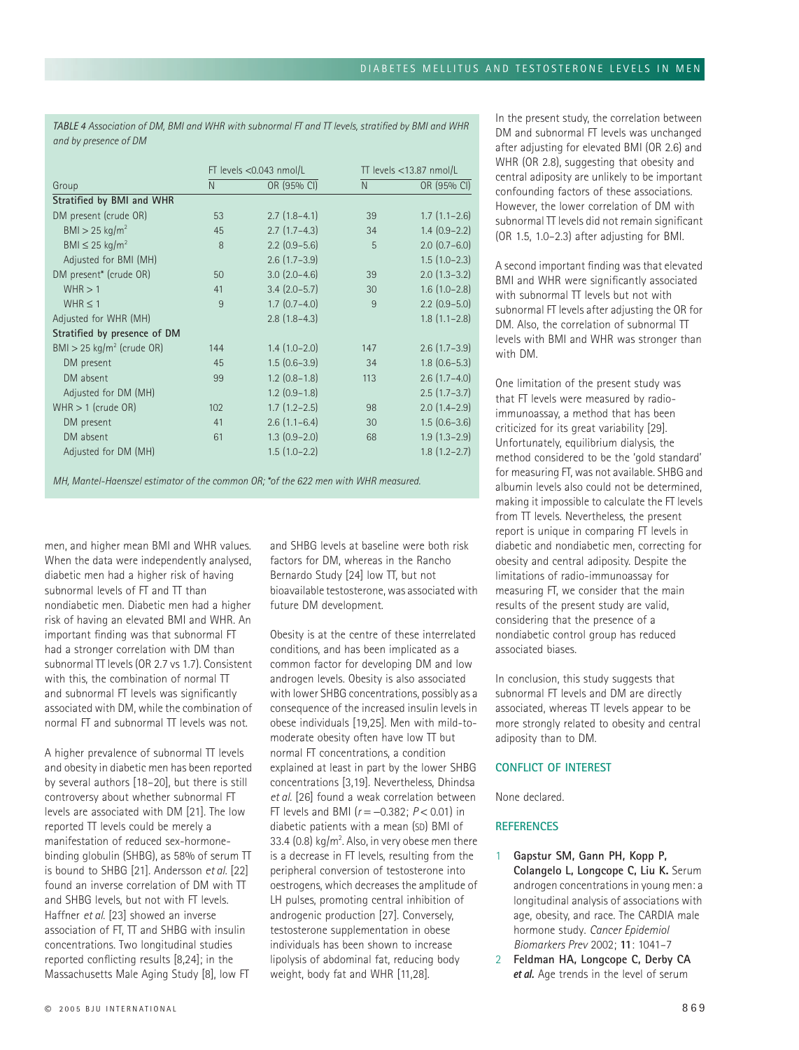*TABLE 4 Association of DM, BMI and WHR with subnormal FT and TT levels, stratified by BMI and WHR and by presence of DM*

| Group | FT levels <0.043 nmol/L | | TT levels <13.87 nmol/L | |
|---|---|---|---|---|
| | N | OR (95% CI) | N | OR (95% CI) |
| **Stratified by BMI and WHR** | | | | |
| DM present (crude OR) | 53 | 2.7 (1.8–4.1) | 39 | 1.7 (1.1–2.6) |
| BMI > 25 kg/m$^2$ | 45 | 2.7 (1.7–4.3) | 34 | 1.4 (0.9–2.2) |
| BMI ≤ 25 kg/m$^2$ | 8 | 2.2 (0.9–5.6) | 5 | 2.0 (0.7–6.0) |
| Adjusted for BMI (MH) | | 2.6 (1.7–3.9) | | 1.5 (1.0–2.3) |
| DM present* (crude OR) | 50 | 3.0 (2.0–4.6) | 39 | 2.0 (1.3–3.2) |
| WHR > 1 | 41 | 3.4 (2.0–5.7) | 30 | 1.6 (1.0–2.8) |
| WHR ≤ 1 | 9 | 1.7 (0.7–4.0) | 9 | 2.2 (0.9–5.0) |
| Adjusted for WHR (MH) | | 2.8 (1.8–4.3) | | 1.8 (1.1–2.8) |
| **Stratified by presence of DM** | | | | |
| BMI > 25 kg/m$^2$ (crude OR) | 144 | 1.4 (1.0–2.0) | 147 | 2.6 (1.7–3.9) |
| DM present | 45 | 1.5 (0.6–3.9) | 34 | 1.8 (0.6–5.3) |
| DM absent | 99 | 1.2 (0.8–1.8) | 113 | 2.6 (1.7–4.0) |
| Adjusted for DM (MH) | | 1.2 (0.9–1.8) | | 2.5 (1.7–3.7) |
| WHR > 1 (crude OR) | 102 | 1.7 (1.2–2.5) | 98 | 2.0 (1.4–2.9) |
| DM present | 41 | 2.6 (1.1–6.4) | 30 | 1.5 (0.6–3.6) |
| DM absent | 61 | 1.3 (0.9–2.0) | 68 | 1.9 (1.3–2.9) |
| Adjusted for DM (MH) | | 1.5 (1.0–2.2) | | 1.8 (1.2–2.7) |

*MH, Mantel-Haenszel estimator of the common OR; *of the 622 men with WHR measured.*

men, and higher mean BMI and WHR values. When the data were independently analysed, diabetic men had a higher risk of having subnormal levels of FT and TT than nondiabetic men. Diabetic men had a higher risk of having an elevated BMI and WHR. An important finding was that subnormal FT had a stronger correlation with DM than subnormal TT levels (OR 2.7 vs 1.7). Consistent with this, the combination of normal TT and subnormal FT levels was significantly associated with DM, while the combination of normal FT and subnormal TT levels was not.

A higher prevalence of subnormal TT levels and obesity in diabetic men has been reported by several authors [18–20], but there is still controversy about whether subnormal FT levels are associated with DM [21]. The low reported TT levels could be merely a manifestation of reduced sex-hormone-binding globulin (SHBG), as 58% of serum TT is bound to SHBG [21]. Andersson *et al.* [22] found an inverse correlation of DM with TT and SHBG levels, but not with FT levels. Haffner *et al.* [23] showed an inverse association of FT, TT and SHBG with insulin concentrations. Two longitudinal studies reported conflicting results [8,24]; in the Massachusetts Male Aging Study [8], low FT and SHBG levels at baseline were both risk factors for DM, whereas in the Rancho Bernardo Study [24] low TT, but not bioavailable testosterone, was associated with future DM development.

Obesity is at the centre of these interrelated conditions, and has been implicated as a common factor for developing DM and low androgen levels. Obesity is also associated with lower SHBG concentrations, possibly as a consequence of the increased insulin levels in obese individuals [19,25]. Men with mild-to-moderate obesity often have low TT but normal FT concentrations, a condition explained at least in part by the lower SHBG concentrations [3,19]. Nevertheless, Dhindsa *et al.* [26] found a weak correlation between FT levels and BMI ($r = -0.382$; $P < 0.01$) in diabetic patients with a mean (SD) BMI of 33.4 (0.8) kg/m$^2$. Also, in very obese men there is a decrease in FT levels, resulting from the peripheral conversion of testosterone into oestrogens, which decreases the amplitude of LH pulses, promoting central inhibition of androgenic production [27]. Conversely, testosterone supplementation in obese individuals has been shown to increase lipolysis of abdominal fat, reducing body weight, body fat and WHR [11,28].

In the present study, the correlation between DM and subnormal FT levels was unchanged after adjusting for elevated BMI (OR 2.6) and WHR (OR 2.8), suggesting that obesity and central adiposity are unlikely to be important confounding factors of these associations. However, the lower correlation of DM with subnormal TT levels did not remain significant (OR 1.5, 1.0–2.3) after adjusting for BMI.

A second important finding was that elevated BMI and WHR were significantly associated with subnormal TT levels but not with subnormal FT levels after adjusting the OR for DM. Also, the correlation of subnormal TT levels with BMI and WHR was stronger than with DM.

One limitation of the present study was that FT levels were measured by radio-immunoassay, a method that has been criticized for its great variability [29]. Unfortunately, equilibrium dialysis, the method considered to be the 'gold standard' for measuring FT, was not available. SHBG and albumin levels also could not be determined, making it impossible to calculate the FT levels from TT levels. Nevertheless, the present report is unique in comparing FT levels in diabetic and nondiabetic men, correcting for obesity and central adiposity. Despite the limitations of radio-immunoassay for measuring FT, we consider that the main results of the present study are valid, considering that the presence of a nondiabetic control group has reduced associated biases.

In conclusion, this study suggests that subnormal FT levels and DM are directly associated, whereas TT levels appear to be more strongly related to obesity and central adiposity than to DM.

## CONFLICT OF INTEREST

None declared.

## REFERENCES

1. **Gapstur SM, Gann PH, Kopp P, Colangelo L, Longcope C, Liu K.** Serum androgen concentrations in young men: a longitudinal analysis of associations with age, obesity, and race. The CARDIA male hormone study. *Cancer Epidemiol Biomarkers Prev* 2002; **11**: 1041–7
2. **Feldman HA, Longcope C, Derby CA *et al.*** Age trends in the level of serum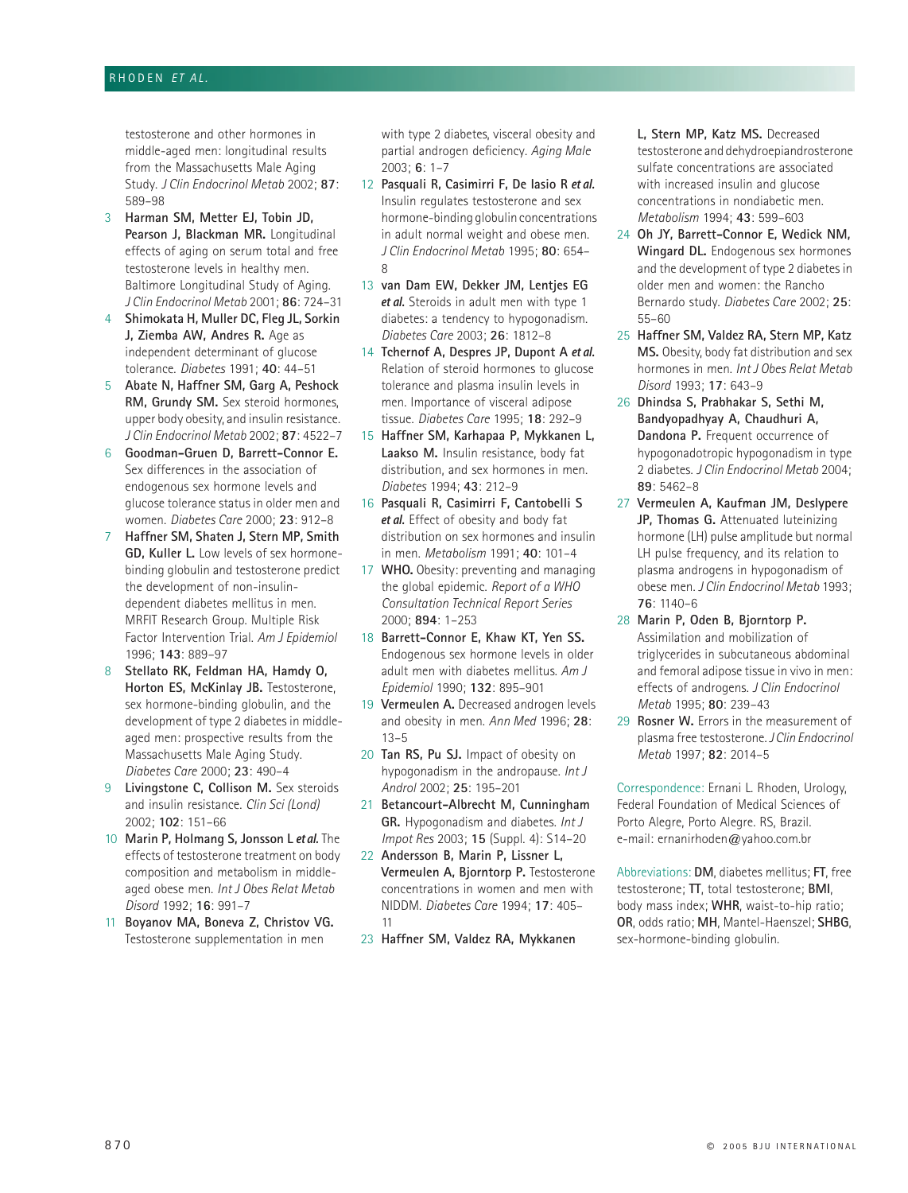testosterone and other hormones in middle-aged men: longitudinal results from the Massachusetts Male Aging Study. *J Clin Endocrinol Metab* 2002; **87**: 589–98

3. **Harman SM, Metter EJ, Tobin JD, Pearson J, Blackman MR.** Longitudinal effects of aging on serum total and free testosterone levels in healthy men. Baltimore Longitudinal Study of Aging. *J Clin Endocrinol Metab* 2001; **86**: 724–31
4. **Shimokata H, Muller DC, Fleg JL, Sorkin J, Ziemba AW, Andres R.** Age as independent determinant of glucose tolerance. *Diabetes* 1991; **40**: 44–51
5. **Abate N, Haffner SM, Garg A, Peshock RM, Grundy SM.** Sex steroid hormones, upper body obesity, and insulin resistance. *J Clin Endocrinol Metab* 2002; **87**: 4522–7
6. **Goodman-Gruen D, Barrett-Connor E.** Sex differences in the association of endogenous sex hormone levels and glucose tolerance status in older men and women. *Diabetes Care* 2000; **23**: 912–8
7. **Haffner SM, Shaten J, Stern MP, Smith GD, Kuller L.** Low levels of sex hormone-binding globulin and testosterone predict the development of non-insulin-dependent diabetes mellitus in men. MRFIT Research Group. Multiple Risk Factor Intervention Trial. *Am J Epidemiol* 1996; **143**: 889–97
8. **Stellato RK, Feldman HA, Hamdy O, Horton ES, McKinlay JB.** Testosterone, sex hormone-binding globulin, and the development of type 2 diabetes in middle-aged men: prospective results from the Massachusetts Male Aging Study. *Diabetes Care* 2000; **23**: 490–4
9. **Livingstone C, Collison M.** Sex steroids and insulin resistance. *Clin Sci (Lond)* 2002; **102**: 151–66
10. **Marin P, Holmang S, Jonsson L *et al.*** The effects of testosterone treatment on body composition and metabolism in middle-aged obese men. *Int J Obes Relat Metab Disord* 1992; **16**: 991–7
11. **Boyanov MA, Boneva Z, Christov VG.** Testosterone supplementation in men with type 2 diabetes, visceral obesity and partial androgen deficiency. *Aging Male* 2003; **6**: 1–7
12. **Pasquali R, Casimirri F, De Iasio R *et al.*** Insulin regulates testosterone and sex hormone-binding globulin concentrations in adult normal weight and obese men. *J Clin Endocrinol Metab* 1995; **80**: 654–8
13. **van Dam EW, Dekker JM, Lentjes EG *et al.*** Steroids in adult men with type 1 diabetes: a tendency to hypogonadism. *Diabetes Care* 2003; **26**: 1812–8
14. **Tchernof A, Despres JP, Dupont A *et al.*** Relation of steroid hormones to glucose tolerance and plasma insulin levels in men. Importance of visceral adipose tissue. *Diabetes Care* 1995; **18**: 292–9
15. **Haffner SM, Karhapaa P, Mykkanen L, Laakso M.** Insulin resistance, body fat distribution, and sex hormones in men. *Diabetes* 1994; **43**: 212–9
16. **Pasquali R, Casimirri F, Cantobelli S *et al.*** Effect of obesity and body fat distribution on sex hormones and insulin in men. *Metabolism* 1991; **40**: 101–4
17. **WHO.** Obesity: preventing and managing the global epidemic. *Report of a WHO Consultation Technical Report Series* 2000; **894**: 1–253
18. **Barrett-Connor E, Khaw KT, Yen SS.** Endogenous sex hormone levels in older adult men with diabetes mellitus. *Am J Epidemiol* 1990; **132**: 895–901
19. **Vermeulen A.** Decreased androgen levels and obesity in men. *Ann Med* 1996; **28**: 13–5
20. **Tan RS, Pu SJ.** Impact of obesity on hypogonadism in the andropause. *Int J Androl* 2002; **25**: 195–201
21. **Betancourt-Albrecht M, Cunningham GR.** Hypogonadism and diabetes. *Int J Impot Res* 2003; **15** (Suppl. 4): S14–20
22. **Andersson B, Marin P, Lissner L, Vermeulen A, Bjorntorp P.** Testosterone concentrations in women and men with NIDDM. *Diabetes Care* 1994; **17**: 405–11
23. **Haffner SM, Valdez RA, Mykkanen L, Stern MP, Katz MS.** Decreased testosterone and dehydroepiandrosterone sulfate concentrations are associated with increased insulin and glucose concentrations in nondiabetic men. *Metabolism* 1994; **43**: 599–603
24. **Oh JY, Barrett-Connor E, Wedick NM, Wingard DL.** Endogenous sex hormones and the development of type 2 diabetes in older men and women: the Rancho Bernardo study. *Diabetes Care* 2002; **25**: 55–60
25. **Haffner SM, Valdez RA, Stern MP, Katz MS.** Obesity, body fat distribution and sex hormones in men. *Int J Obes Relat Metab Disord* 1993; **17**: 643–9
26. **Dhindsa S, Prabhakar S, Sethi M, Bandyopadhyay A, Chaudhuri A, Dandona P.** Frequent occurrence of hypogonadotropic hypogonadism in type 2 diabetes. *J Clin Endocrinol Metab* 2004; **89**: 5462–8
27. **Vermeulen A, Kaufman JM, Deslypere JP, Thomas G.** Attenuated luteinizing hormone (LH) pulse amplitude but normal LH pulse frequency, and its relation to plasma androgens in hypogonadism of obese men. *J Clin Endocrinol Metab* 1993; **76**: 1140–6
28. **Marin P, Oden B, Bjorntorp P.** Assimilation and mobilization of triglycerides in subcutaneous abdominal and femoral adipose tissue in vivo in men: effects of androgens. *J Clin Endocrinol Metab* 1995; **80**: 239–43
29. **Rosner W.** Errors in the measurement of plasma free testosterone. *J Clin Endocrinol Metab* 1997; **82**: 2014–5

Correspondence: Ernani L. Rhoden, Urology, Federal Foundation of Medical Sciences of Porto Alegre, Porto Alegre. RS, Brazil.
e-mail: ernanirhoden@yahoo.com.br

Abbreviations: **DM**, diabetes mellitus; **FT**, free testosterone; **TT**, total testosterone; **BMI**, body mass index; **WHR**, waist-to-hip ratio; **OR**, odds ratio; **MH**, Mantel-Haenszel; **SHBG**, sex-hormone-binding globulin.